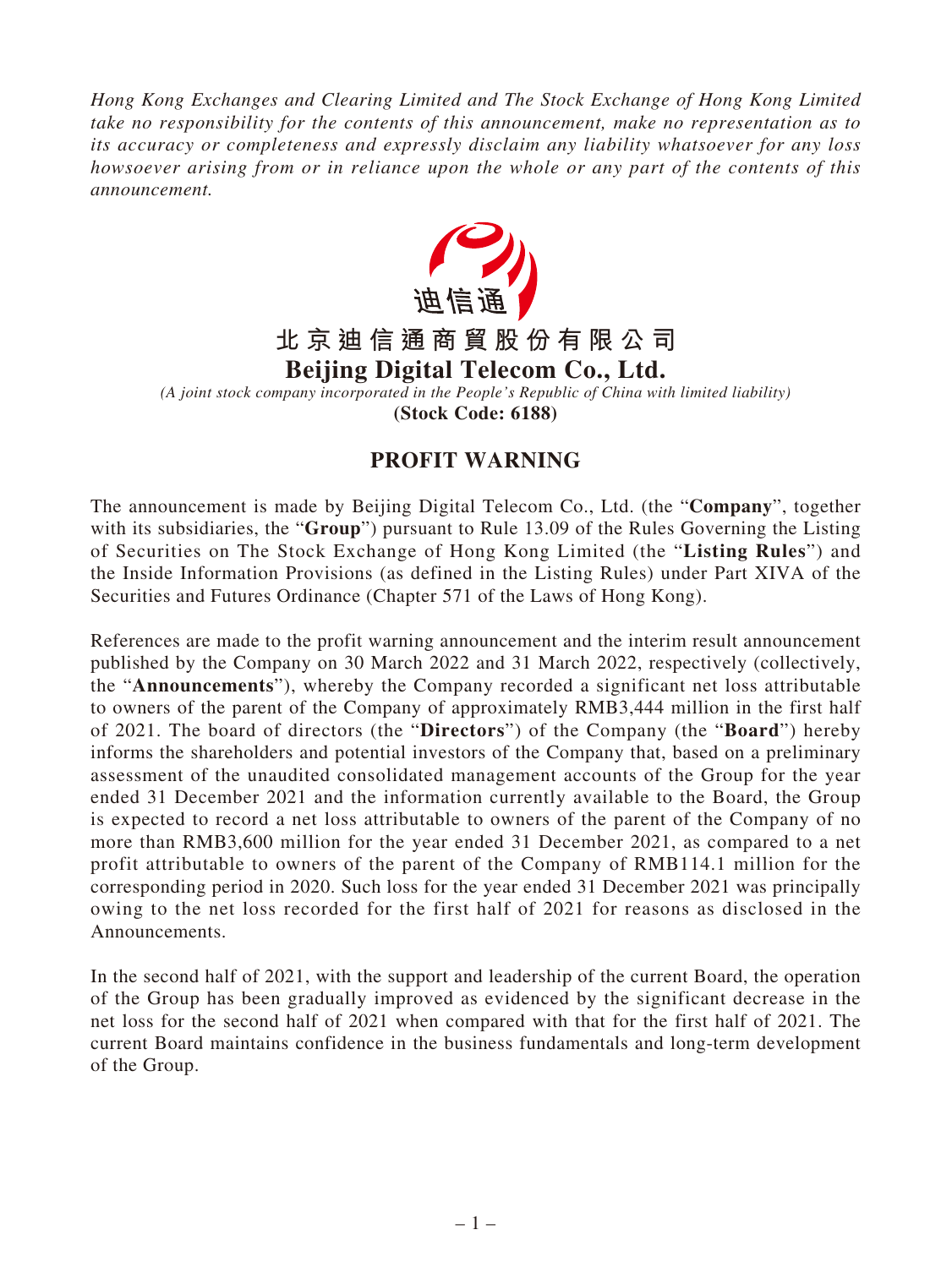*Hong Kong Exchanges and Clearing Limited and The Stock Exchange of Hong Kong Limited take no responsibility for the contents of this announcement, make no representation as to its accuracy or completeness and expressly disclaim any liability whatsoever for any loss howsoever arising from or in reliance upon the whole or any part of the contents of this announcement.*

迪信通

# 北京迪信通商貿股份有限公司

# Beijing Digital Telecom Co., Ltd.

*(A joint stock company incorporated in the People's Republic of China with limited liability)*

**(Stock Code: 6188)**

## PROFIT WARNING

The announcement is made by Beijing Digital Telecom Co., Ltd. (the "**Company**", together with its subsidiaries, the "**Group**") pursuant to Rule 13.09 of the Rules Governing the Listing of Securities on The Stock Exchange of Hong Kong Limited (the "**Listing Rules**") and the Inside Information Provisions (as defined in the Listing Rules) under Part XIVA of the Securities and Futures Ordinance (Chapter 571 of the Laws of Hong Kong).

References are made to the profit warning announcement and the interim result announcement published by the Company on 30 March 2022 and 31 March 2022, respectively (collectively, the "**Announcements**"), whereby the Company recorded a significant net loss attributable to owners of the parent of the Company of approximately RMB3,444 million in the first half of 2021. The board of directors (the "**Directors**") of the Company (the "**Board**") hereby informs the shareholders and potential investors of the Company that, based on a preliminary assessment of the unaudited consolidated management accounts of the Group for the year ended 31 December 2021 and the information currently available to the Board, the Group is expected to record a net loss attributable to owners of the parent of the Company of no more than RMB3,600 million for the year ended 31 December 2021, as compared to a net profit attributable to owners of the parent of the Company of RMB114.1 million for the corresponding period in 2020. Such loss for the year ended 31 December 2021 was principally owing to the net loss recorded for the first half of 2021 for reasons as disclosed in the Announcements.

In the second half of 2021, with the support and leadership of the current Board, the operation of the Group has been gradually improved as evidenced by the significant decrease in the net loss for the second half of 2021 when compared with that for the first half of 2021. The current Board maintains confidence in the business fundamentals and long-term development of the Group.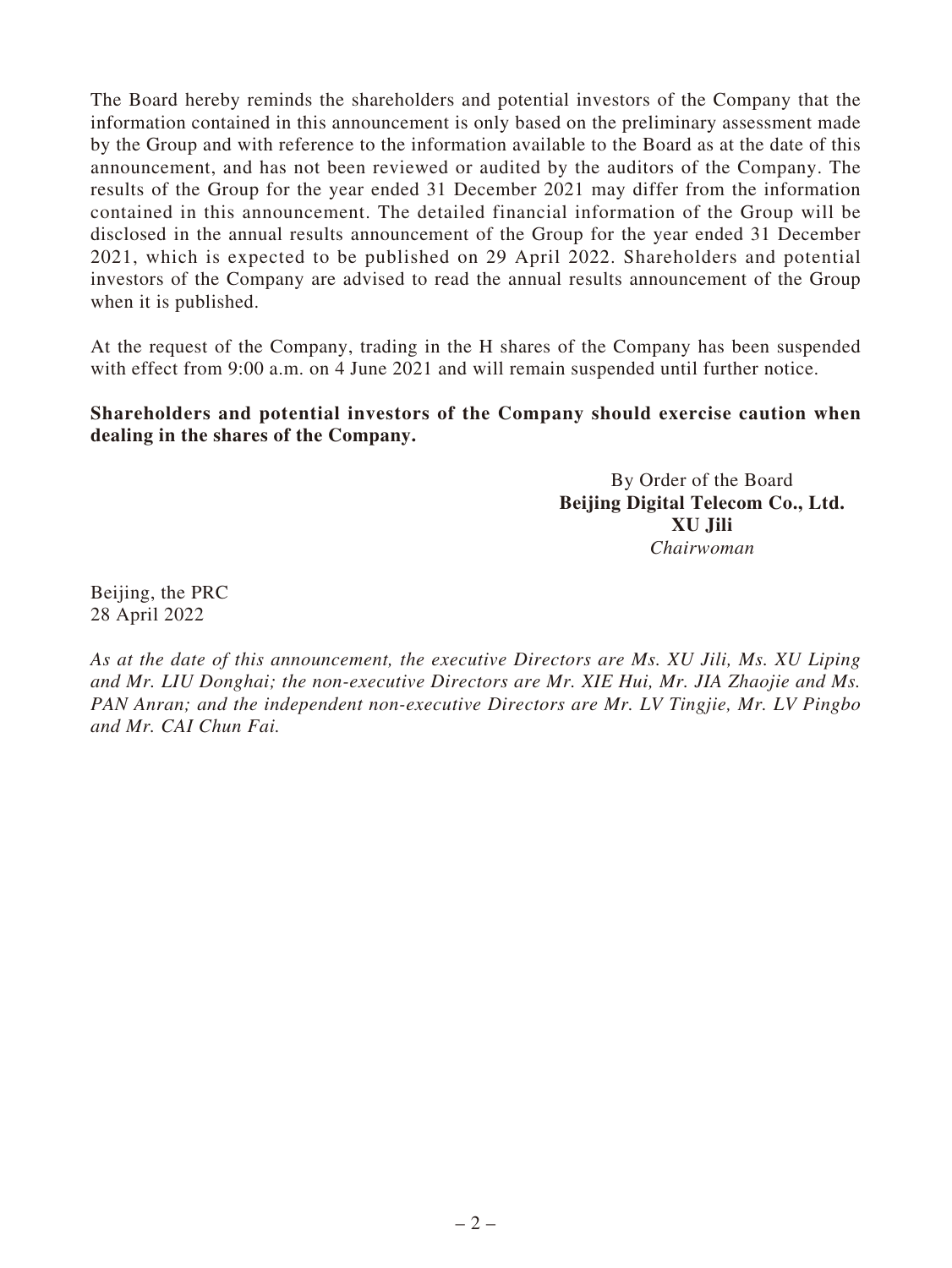The Board hereby reminds the shareholders and potential investors of the Company that the information contained in this announcement is only based on the preliminary assessment made by the Group and with reference to the information available to the Board as at the date of this announcement, and has not been reviewed or audited by the auditors of the Company. The results of the Group for the year ended 31 December 2021 may differ from the information contained in this announcement. The detailed financial information of the Group will be disclosed in the annual results announcement of the Group for the year ended 31 December 2021, which is expected to be published on 29 April 2022. Shareholders and potential investors of the Company are advised to read the annual results announcement of the Group when it is published.

At the request of the Company, trading in the H shares of the Company has been suspended with effect from 9:00 a.m. on 4 June 2021 and will remain suspended until further notice.

**Shareholders and potential investors of the Company should exercise caution when dealing in the shares of the Company.**

By Order of the Board
**Beijing Digital Telecom Co., Ltd.**
**XU Jili**
*Chairwoman*

Beijing, the PRC
28 April 2022

*As at the date of this announcement, the executive Directors are Ms. XU Jili, Ms. XU Liping and Mr. LIU Donghai; the non-executive Directors are Mr. XIE Hui, Mr. JIA Zhaojie and Ms. PAN Anran; and the independent non-executive Directors are Mr. LV Tingjie, Mr. LV Pingbo and Mr. CAI Chun Fai.*